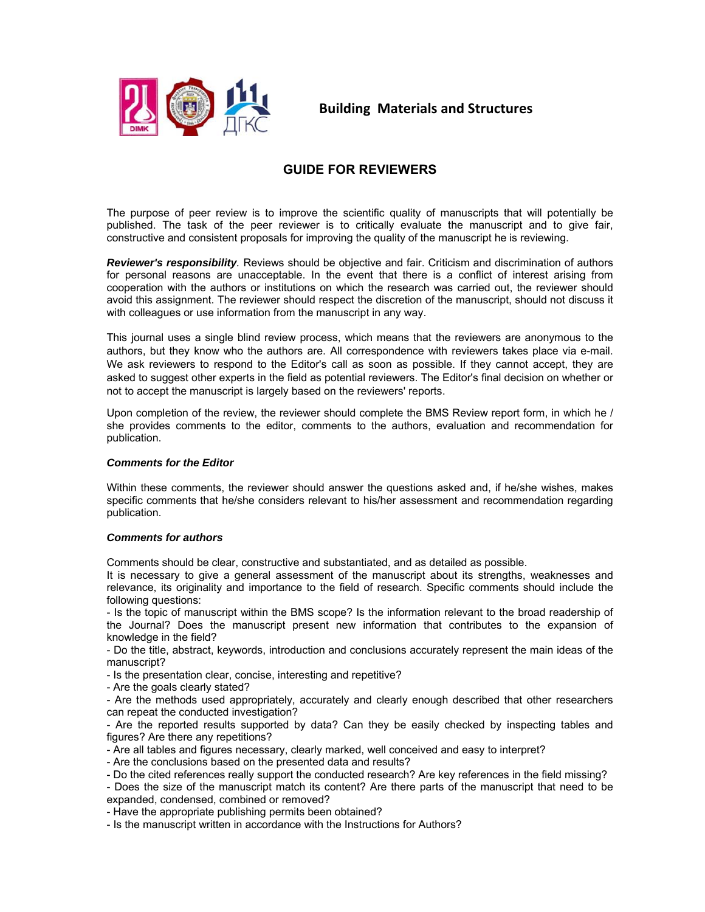# Building Materials and Structures

## GUIDE FOR REVIEWERS

The purpose of peer review is to improve the scientific quality of manuscripts that will potentially be published. The task of the peer reviewer is to critically evaluate the manuscript and to give fair, constructive and consistent proposals for improving the quality of the manuscript he is reviewing.

***Reviewer's responsibility***. Reviews should be objective and fair. Criticism and discrimination of authors for personal reasons are unacceptable. In the event that there is a conflict of interest arising from cooperation with the authors or institutions on which the research was carried out, the reviewer should avoid this assignment. The reviewer should respect the discretion of the manuscript, should not discuss it with colleagues or use information from the manuscript in any way.

This journal uses a single blind review process, which means that the reviewers are anonymous to the authors, but they know who the authors are. All correspondence with reviewers takes place via e-mail. We ask reviewers to respond to the Editor's call as soon as possible. If they cannot accept, they are asked to suggest other experts in the field as potential reviewers. The Editor's final decision on whether or not to accept the manuscript is largely based on the reviewers' reports.

Upon completion of the review, the reviewer should complete the BMS Review report form, in which he / she provides comments to the editor, comments to the authors, evaluation and recommendation for publication.

***Comments for the Editor***

Within these comments, the reviewer should answer the questions asked and, if he/she wishes, makes specific comments that he/she considers relevant to his/her assessment and recommendation regarding publication.

***Comments for authors***

Comments should be clear, constructive and substantiated, and as detailed as possible.
It is necessary to give a general assessment of the manuscript about its strengths, weaknesses and relevance, its originality and importance to the field of research. Specific comments should include the following questions:

- Is the topic of manuscript within the BMS scope? Is the information relevant to the broad readership of the Journal? Does the manuscript present new information that contributes to the expansion of knowledge in the field?
- Do the title, abstract, keywords, introduction and conclusions accurately represent the main ideas of the manuscript?
- Is the presentation clear, concise, interesting and repetitive?
- Are the goals clearly stated?
- Are the methods used appropriately, accurately and clearly enough described that other researchers can repeat the conducted investigation?
- Are the reported results supported by data? Can they be easily checked by inspecting tables and figures? Are there any repetitions?
- Are all tables and figures necessary, clearly marked, well conceived and easy to interpret?
- Are the conclusions based on the presented data and results?
- Do the cited references really support the conducted research? Are key references in the field missing?
- Does the size of the manuscript match its content? Are there parts of the manuscript that need to be expanded, condensed, combined or removed?
- Have the appropriate publishing permits been obtained?
- Is the manuscript written in accordance with the Instructions for Authors?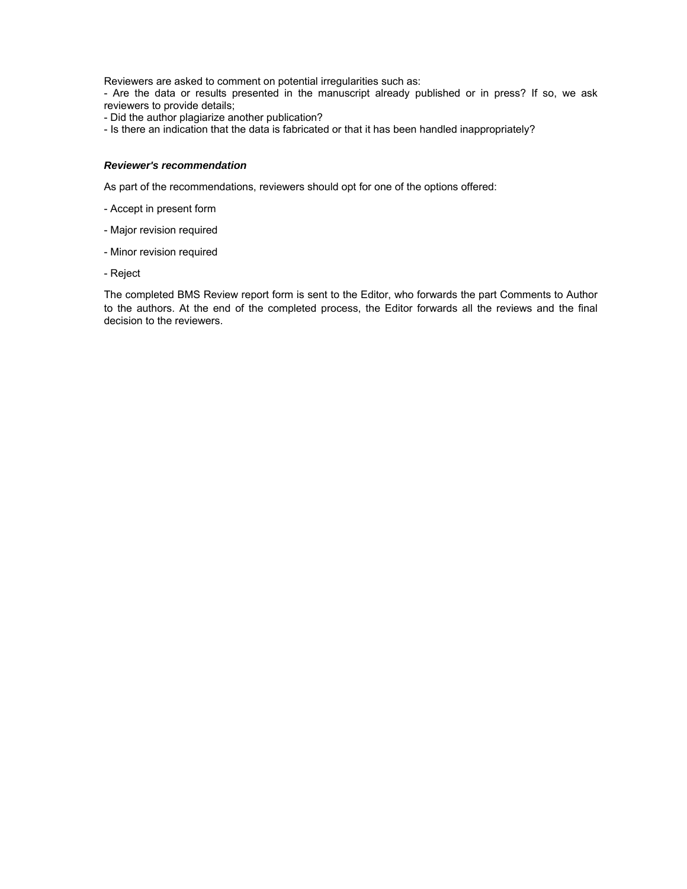Reviewers are asked to comment on potential irregularities such as:
- Are the data or results presented in the manuscript already published or in press? If so, we ask reviewers to provide details;
- Did the author plagiarize another publication?
- Is there an indication that the data is fabricated or that it has been handled inappropriately?

***Reviewer's recommendation***

As part of the recommendations, reviewers should opt for one of the options offered:

- Accept in present form
- Major revision required
- Minor revision required
- Reject

The completed BMS Review report form is sent to the Editor, who forwards the part Comments to Author to the authors. At the end of the completed process, the Editor forwards all the reviews and the final decision to the reviewers.